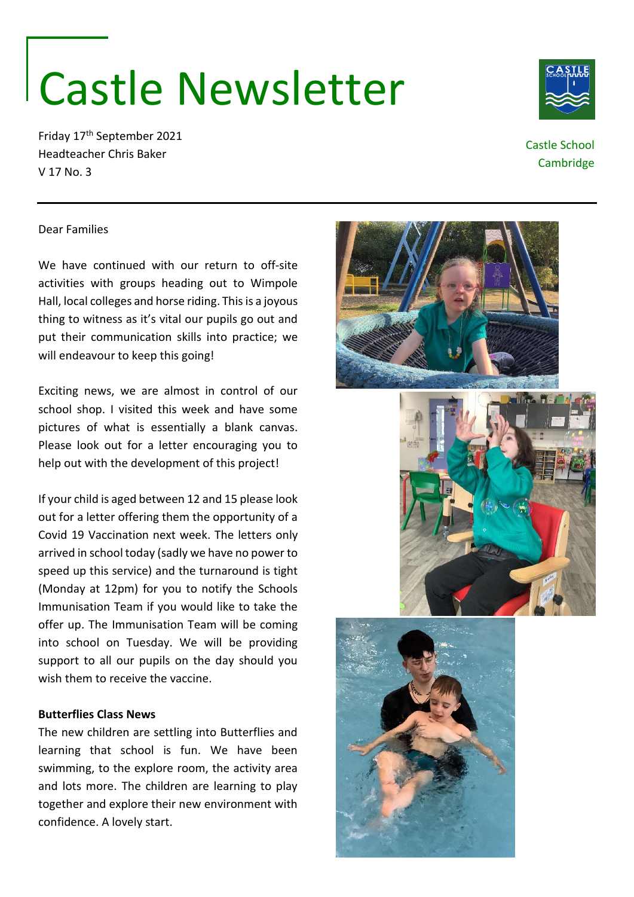# Castle Newsletter

Friday 17th September 2021
Headteacher Chris Baker
V 17 No. 3

Castle School
Cambridge

---

Dear Families

We have continued with our return to off-site activities with groups heading out to Wimpole Hall, local colleges and horse riding. This is a joyous thing to witness as it's vital our pupils go out and put their communication skills into practice; we will endeavour to keep this going!

Exciting news, we are almost in control of our school shop. I visited this week and have some pictures of what is essentially a blank canvas. Please look out for a letter encouraging you to help out with the development of this project!

If your child is aged between 12 and 15 please look out for a letter offering them the opportunity of a Covid 19 Vaccination next week. The letters only arrived in school today (sadly we have no power to speed up this service) and the turnaround is tight (Monday at 12pm) for you to notify the Schools Immunisation Team if you would like to take the offer up. The Immunisation Team will be coming into school on Tuesday. We will be providing support to all our pupils on the day should you wish them to receive the vaccine.

**Butterflies Class News**

The new children are settling into Butterflies and learning that school is fun. We have been swimming, to the explore room, the activity area and lots more. The children are learning to play together and explore their new environment with confidence. A lovely start.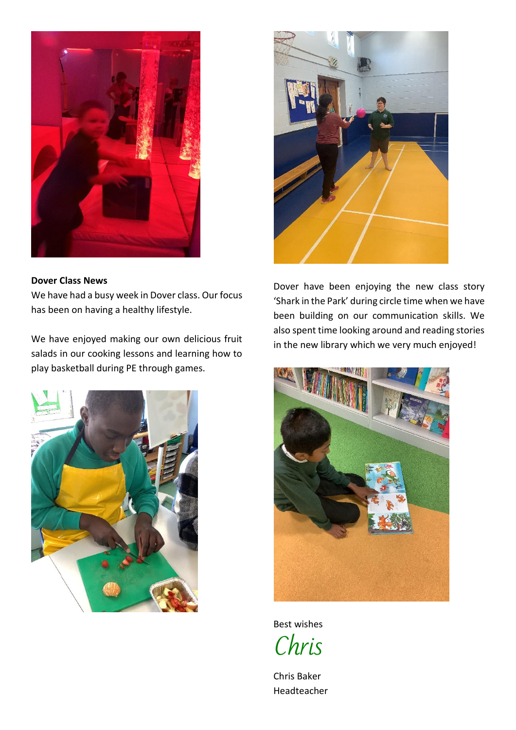**Dover Class News**

We have had a busy week in Dover class. Our focus has been on having a healthy lifestyle.

We have enjoyed making our own delicious fruit salads in our cooking lessons and learning how to play basketball during PE through games.

Dover have been enjoying the new class story 'Shark in the Park' during circle time when we have been building on our communication skills. We also spent time looking around and reading stories in the new library which we very much enjoyed!

Best wishes

*Chris*

Chris Baker
Headteacher